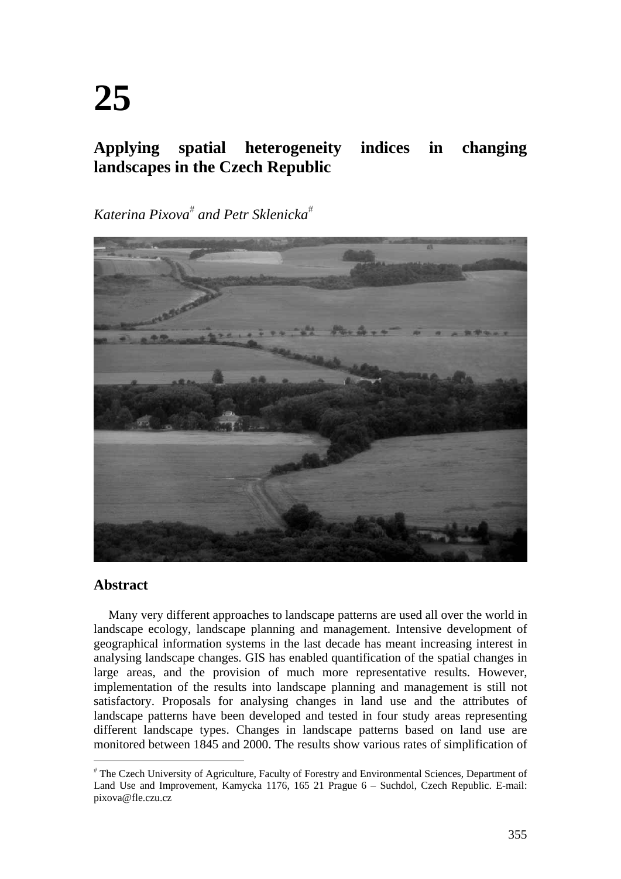# 25

## Applying spatial heterogeneity indices in changing landscapes in the Czech Republic

*Katerina Pixova*[#] *and Petr Sklenicka*[#]

### Abstract

Many very different approaches to landscape patterns are used all over the world in landscape ecology, landscape planning and management. Intensive development of geographical information systems in the last decade has meant increasing interest in analysing landscape changes. GIS has enabled quantification of the spatial changes in large areas, and the provision of much more representative results. However, implementation of the results into landscape planning and management is still not satisfactory. Proposals for analysing changes in land use and the attributes of landscape patterns have been developed and tested in four study areas representing different landscape types. Changes in landscape patterns based on land use are monitored between 1845 and 2000. The results show various rates of simplification of

[#] The Czech University of Agriculture, Faculty of Forestry and Environmental Sciences, Department of Land Use and Improvement, Kamycka 1176, 165 21 Prague 6 – Suchdol, Czech Republic. E-mail: pixova@fle.czu.cz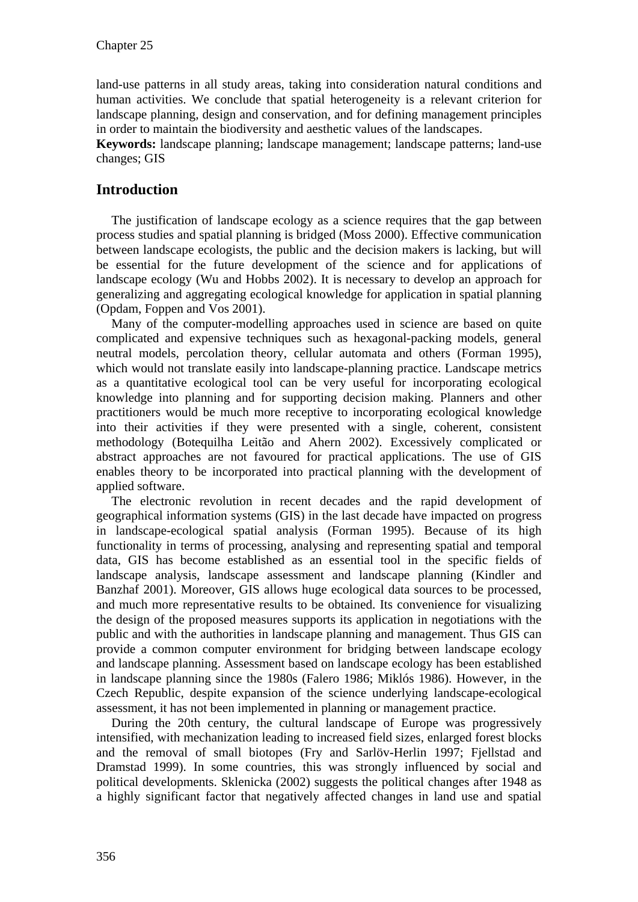land-use patterns in all study areas, taking into consideration natural conditions and human activities. We conclude that spatial heterogeneity is a relevant criterion for landscape planning, design and conservation, and for defining management principles in order to maintain the biodiversity and aesthetic values of the landscapes.

**Keywords:** landscape planning; landscape management; landscape patterns; land-use changes; GIS

## Introduction

The justification of landscape ecology as a science requires that the gap between process studies and spatial planning is bridged (Moss 2000). Effective communication between landscape ecologists, the public and the decision makers is lacking, but will be essential for the future development of the science and for applications of landscape ecology (Wu and Hobbs 2002). It is necessary to develop an approach for generalizing and aggregating ecological knowledge for application in spatial planning (Opdam, Foppen and Vos 2001).

Many of the computer-modelling approaches used in science are based on quite complicated and expensive techniques such as hexagonal-packing models, general neutral models, percolation theory, cellular automata and others (Forman 1995), which would not translate easily into landscape-planning practice. Landscape metrics as a quantitative ecological tool can be very useful for incorporating ecological knowledge into planning and for supporting decision making. Planners and other practitioners would be much more receptive to incorporating ecological knowledge into their activities if they were presented with a single, coherent, consistent methodology (Botequilha Leitão and Ahern 2002). Excessively complicated or abstract approaches are not favoured for practical applications. The use of GIS enables theory to be incorporated into practical planning with the development of applied software.

The electronic revolution in recent decades and the rapid development of geographical information systems (GIS) in the last decade have impacted on progress in landscape-ecological spatial analysis (Forman 1995). Because of its high functionality in terms of processing, analysing and representing spatial and temporal data, GIS has become established as an essential tool in the specific fields of landscape analysis, landscape assessment and landscape planning (Kindler and Banzhaf 2001). Moreover, GIS allows huge ecological data sources to be processed, and much more representative results to be obtained. Its convenience for visualizing the design of the proposed measures supports its application in negotiations with the public and with the authorities in landscape planning and management. Thus GIS can provide a common computer environment for bridging between landscape ecology and landscape planning. Assessment based on landscape ecology has been established in landscape planning since the 1980s (Falero 1986; Miklós 1986). However, in the Czech Republic, despite expansion of the science underlying landscape-ecological assessment, it has not been implemented in planning or management practice.

During the 20th century, the cultural landscape of Europe was progressively intensified, with mechanization leading to increased field sizes, enlarged forest blocks and the removal of small biotopes (Fry and Sarlöv-Herlin 1997; Fjellstad and Dramstad 1999). In some countries, this was strongly influenced by social and political developments. Sklenicka (2002) suggests the political changes after 1948 as a highly significant factor that negatively affected changes in land use and spatial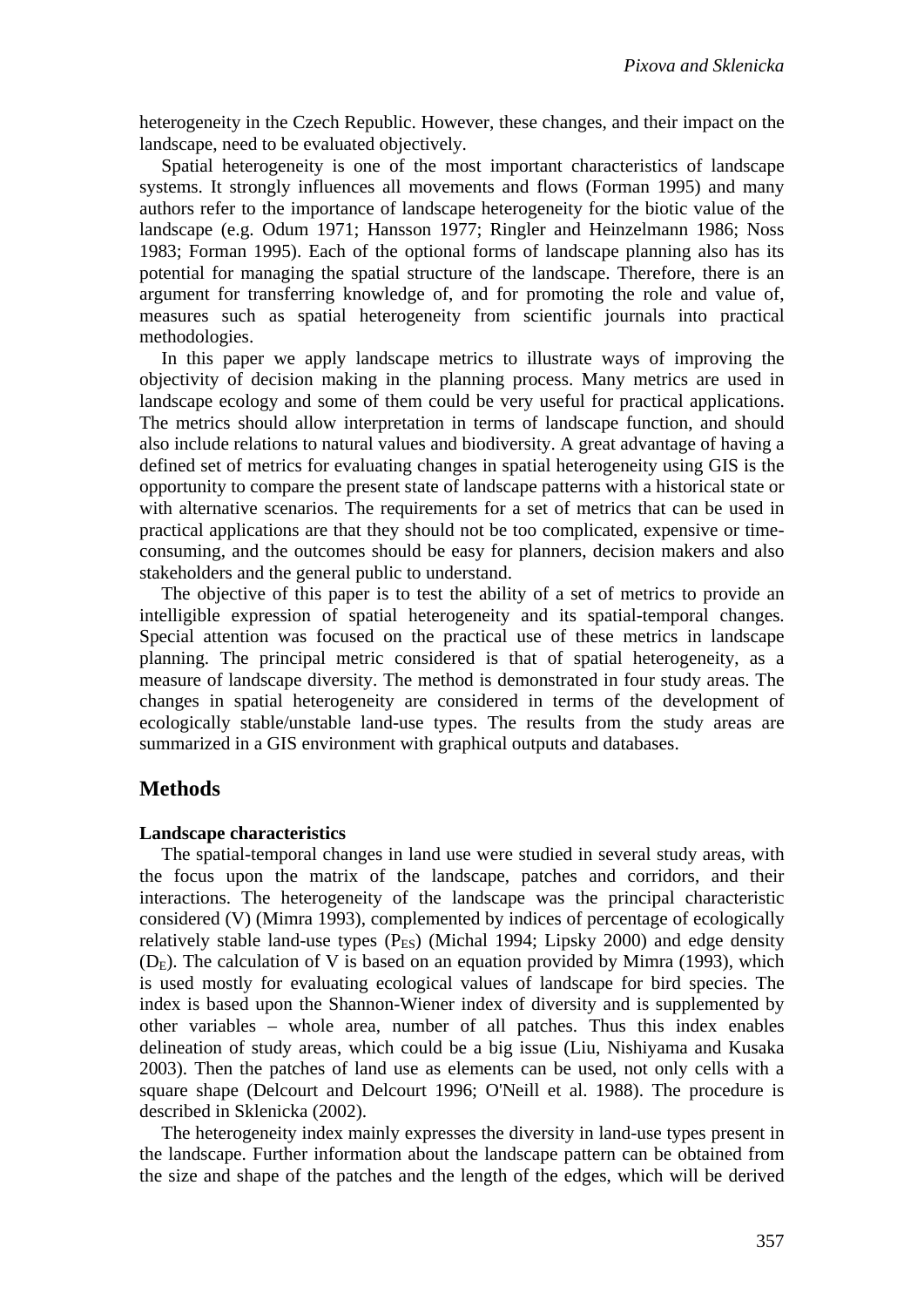heterogeneity in the Czech Republic. However, these changes, and their impact on the landscape, need to be evaluated objectively.

Spatial heterogeneity is one of the most important characteristics of landscape systems. It strongly influences all movements and flows (Forman 1995) and many authors refer to the importance of landscape heterogeneity for the biotic value of the landscape (e.g. Odum 1971; Hansson 1977; Ringler and Heinzelmann 1986; Noss 1983; Forman 1995). Each of the optional forms of landscape planning also has its potential for managing the spatial structure of the landscape. Therefore, there is an argument for transferring knowledge of, and for promoting the role and value of, measures such as spatial heterogeneity from scientific journals into practical methodologies.

In this paper we apply landscape metrics to illustrate ways of improving the objectivity of decision making in the planning process. Many metrics are used in landscape ecology and some of them could be very useful for practical applications. The metrics should allow interpretation in terms of landscape function, and should also include relations to natural values and biodiversity. A great advantage of having a defined set of metrics for evaluating changes in spatial heterogeneity using GIS is the opportunity to compare the present state of landscape patterns with a historical state or with alternative scenarios. The requirements for a set of metrics that can be used in practical applications are that they should not be too complicated, expensive or time-consuming, and the outcomes should be easy for planners, decision makers and also stakeholders and the general public to understand.

The objective of this paper is to test the ability of a set of metrics to provide an intelligible expression of spatial heterogeneity and its spatial-temporal changes. Special attention was focused on the practical use of these metrics in landscape planning. The principal metric considered is that of spatial heterogeneity, as a measure of landscape diversity. The method is demonstrated in four study areas. The changes in spatial heterogeneity are considered in terms of the development of ecologically stable/unstable land-use types. The results from the study areas are summarized in a GIS environment with graphical outputs and databases.

## Methods

**Landscape characteristics**

The spatial-temporal changes in land use were studied in several study areas, with the focus upon the matrix of the landscape, patches and corridors, and their interactions. The heterogeneity of the landscape was the principal characteristic considered (V) (Mimra 1993), complemented by indices of percentage of ecologically relatively stable land-use types ($P_{ES}$) (Michal 1994; Lipsky 2000) and edge density ($D_E$). The calculation of V is based on an equation provided by Mimra (1993), which is used mostly for evaluating ecological values of landscape for bird species. The index is based upon the Shannon-Wiener index of diversity and is supplemented by other variables – whole area, number of all patches. Thus this index enables delineation of study areas, which could be a big issue (Liu, Nishiyama and Kusaka 2003). Then the patches of land use as elements can be used, not only cells with a square shape (Delcourt and Delcourt 1996; O'Neill et al. 1988). The procedure is described in Sklenicka (2002).

The heterogeneity index mainly expresses the diversity in land-use types present in the landscape. Further information about the landscape pattern can be obtained from the size and shape of the patches and the length of the edges, which will be derived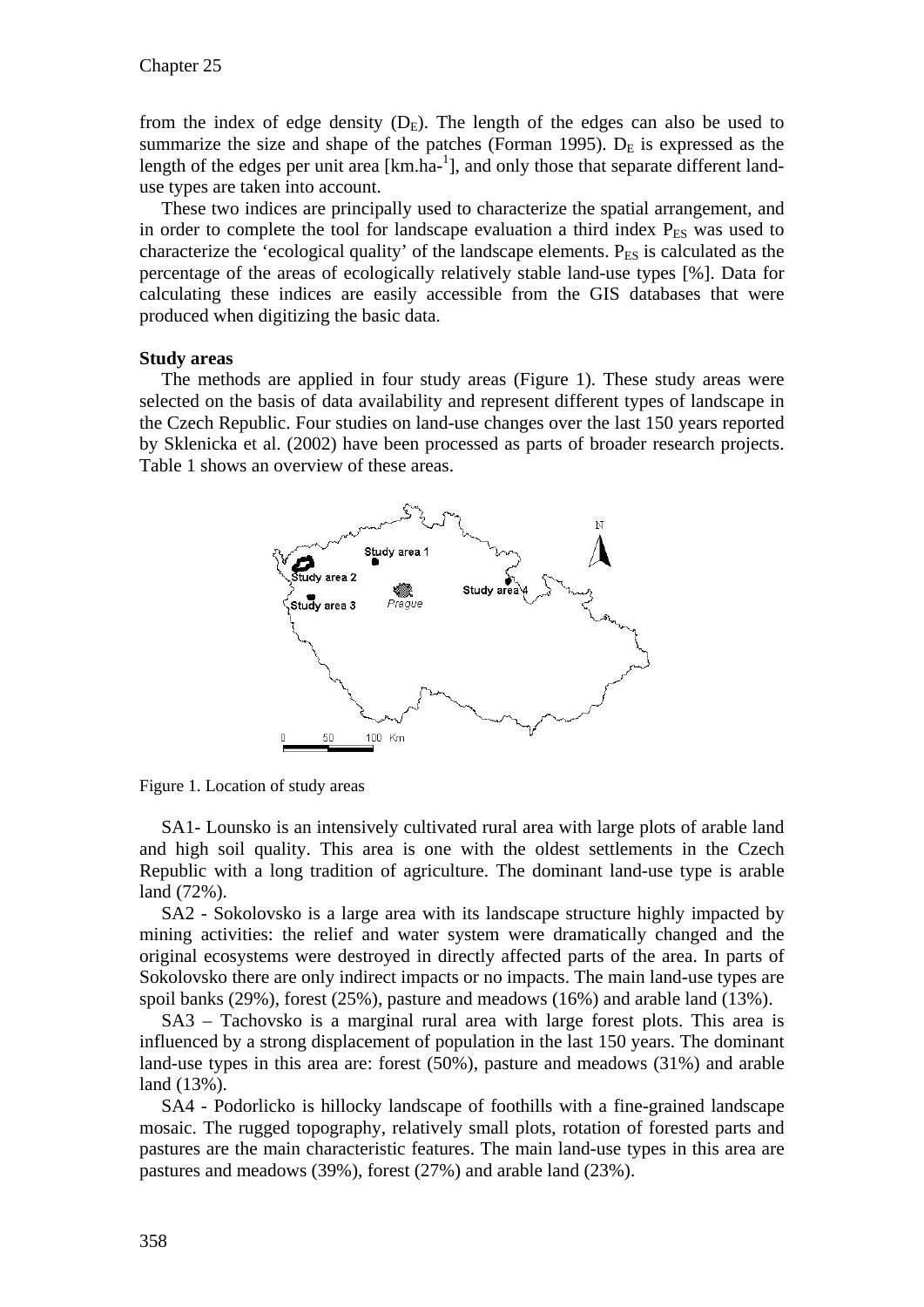from the index of edge density ($D_E$). The length of the edges can also be used to summarize the size and shape of the patches (Forman 1995). $D_E$ is expressed as the length of the edges per unit area [km.ha-$^1$], and only those that separate different land-use types are taken into account.

These two indices are principally used to characterize the spatial arrangement, and in order to complete the tool for landscape evaluation a third index $P_{ES}$ was used to characterize the 'ecological quality' of the landscape elements. $P_{ES}$ is calculated as the percentage of the areas of ecologically relatively stable land-use types [%]. Data for calculating these indices are easily accessible from the GIS databases that were produced when digitizing the basic data.

**Study areas**

The methods are applied in four study areas (Figure 1). These study areas were selected on the basis of data availability and represent different types of landscape in the Czech Republic. Four studies on land-use changes over the last 150 years reported by Sklenicka et al. (2002) have been processed as parts of broader research projects. Table 1 shows an overview of these areas.

Figure 1. Location of study areas

SA1- Lounsko is an intensively cultivated rural area with large plots of arable land and high soil quality. This area is one with the oldest settlements in the Czech Republic with a long tradition of agriculture. The dominant land-use type is arable land (72%).

SA2 - Sokolovsko is a large area with its landscape structure highly impacted by mining activities: the relief and water system were dramatically changed and the original ecosystems were destroyed in directly affected parts of the area. In parts of Sokolovsko there are only indirect impacts or no impacts. The main land-use types are spoil banks (29%), forest (25%), pasture and meadows (16%) and arable land (13%).

SA3 – Tachovsko is a marginal rural area with large forest plots. This area is influenced by a strong displacement of population in the last 150 years. The dominant land-use types in this area are: forest (50%), pasture and meadows (31%) and arable land (13%).

SA4 - Podorlicko is hillocky landscape of foothills with a fine-grained landscape mosaic. The rugged topography, relatively small plots, rotation of forested parts and pastures are the main characteristic features. The main land-use types in this area are pastures and meadows (39%), forest (27%) and arable land (23%).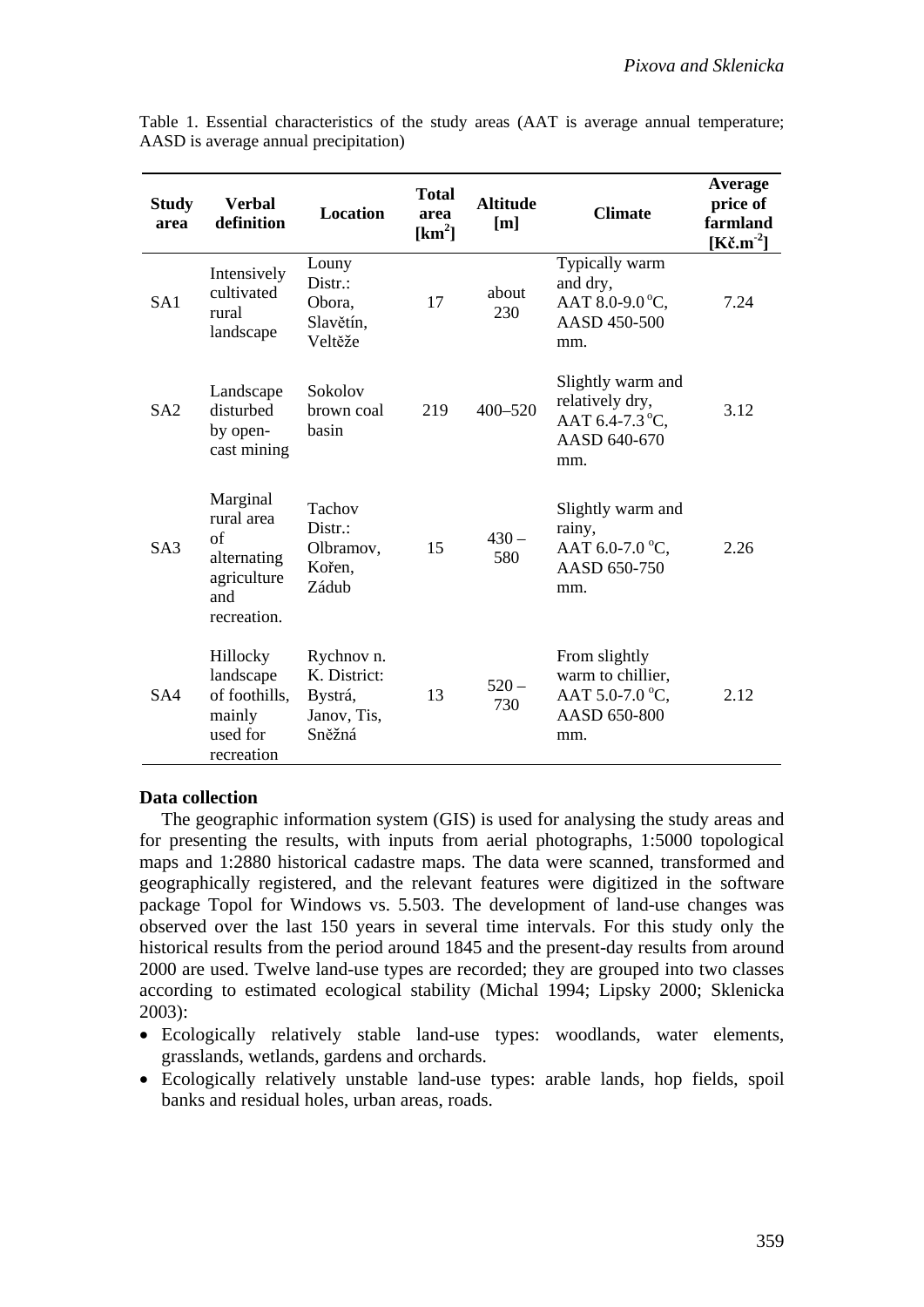Table 1. Essential characteristics of the study areas (AAT is average annual temperature; AASD is average annual precipitation)

| Study area | Verbal definition | Location | Total area [km$^2$] | Altitude [m] | Climate | Average price of farmland [Kč.m$^{-2}$] |
|---|---|---|---|---|---|---|
| SA1 | Intensively cultivated rural landscape | Louny Distr.: Obora, Slavětín, Veltěže | 17 | about 230 | Typically warm and dry, AAT 8.0-9.0 °C, AASD 450-500 mm. | 7.24 |
| SA2 | Landscape disturbed by open-cast mining | Sokolov brown coal basin | 219 | 400–520 | Slightly warm and relatively dry, AAT 6.4-7.3 °C, AASD 640-670 mm. | 3.12 |
| SA3 | Marginal rural area of alternating agriculture and recreation. | Tachov Distr.: Olbramov, Kořen, Zádub | 15 | 430 – 580 | Slightly warm and rainy, AAT 6.0-7.0 °C, AASD 650-750 mm. | 2.26 |
| SA4 | Hillocky landscape of foothills, mainly used for recreation | Rychnov n. K. District: Bystrá, Janov, Tis, Sněžná | 13 | 520 – 730 | From slightly warm to chillier, AAT 5.0-7.0 °C, AASD 650-800 mm. | 2.12 |

### Data collection

The geographic information system (GIS) is used for analysing the study areas and for presenting the results, with inputs from aerial photographs, 1:5000 topological maps and 1:2880 historical cadastre maps. The data were scanned, transformed and geographically registered, and the relevant features were digitized in the software package Topol for Windows vs. 5.503. The development of land-use changes was observed over the last 150 years in several time intervals. For this study only the historical results from the period around 1845 and the present-day results from around 2000 are used. Twelve land-use types are recorded; they are grouped into two classes according to estimated ecological stability (Michal 1994; Lipsky 2000; Sklenicka 2003):

- Ecologically relatively stable land-use types: woodlands, water elements, grasslands, wetlands, gardens and orchards.
- Ecologically relatively unstable land-use types: arable lands, hop fields, spoil banks and residual holes, urban areas, roads.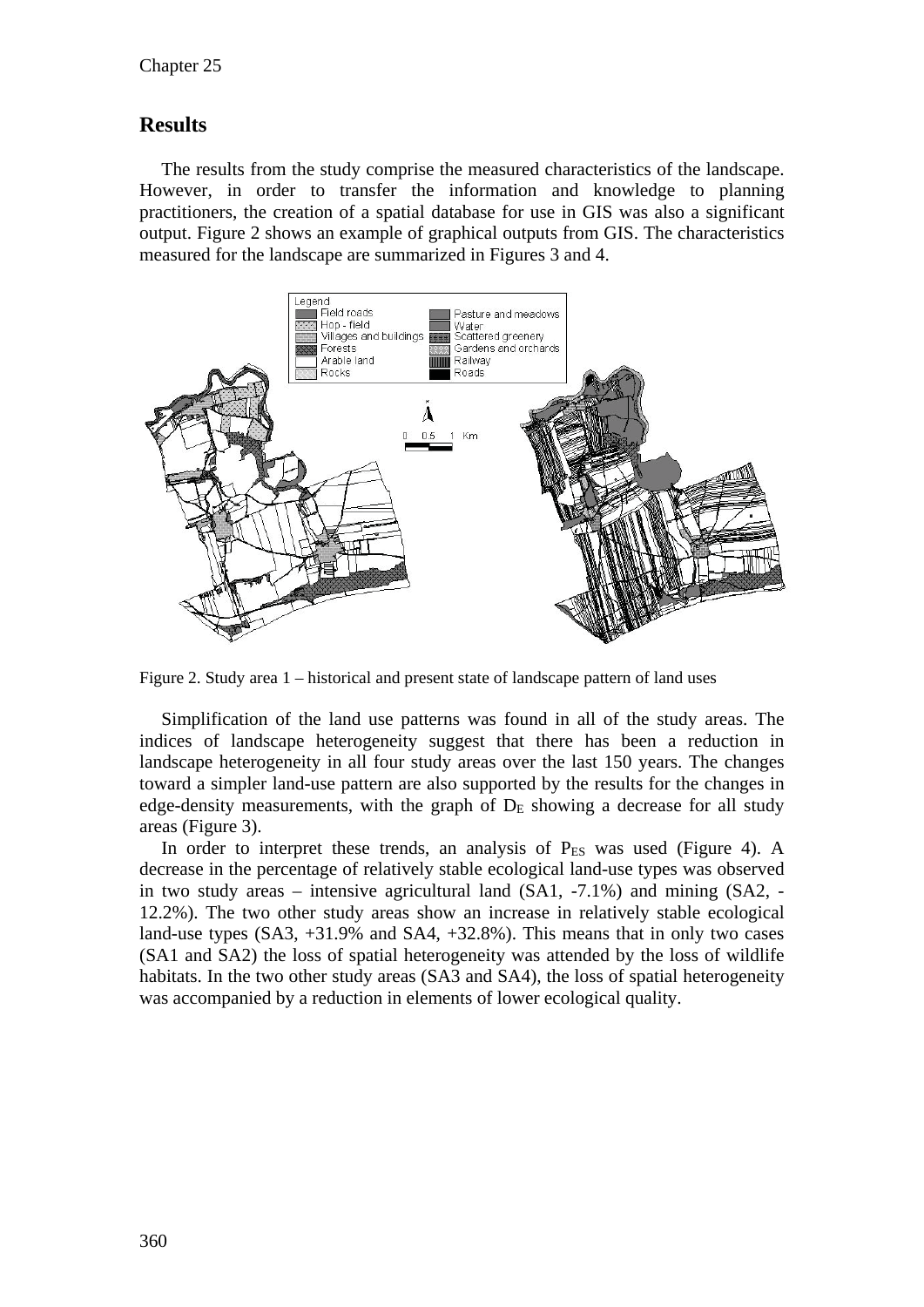## Results

The results from the study comprise the measured characteristics of the landscape. However, in order to transfer the information and knowledge to planning practitioners, the creation of a spatial database for use in GIS was also a significant output. Figure 2 shows an example of graphical outputs from GIS. The characteristics measured for the landscape are summarized in Figures 3 and 4.

Figure 2. Study area 1 – historical and present state of landscape pattern of land uses

Simplification of the land use patterns was found in all of the study areas. The indices of landscape heterogeneity suggest that there has been a reduction in landscape heterogeneity in all four study areas over the last 150 years. The changes toward a simpler land-use pattern are also supported by the results for the changes in edge-density measurements, with the graph of $D_E$ showing a decrease for all study areas (Figure 3).

In order to interpret these trends, an analysis of $P_{ES}$ was used (Figure 4). A decrease in the percentage of relatively stable ecological land-use types was observed in two study areas – intensive agricultural land (SA1, -7.1%) and mining (SA2, -12.2%). The two other study areas show an increase in relatively stable ecological land-use types (SA3, +31.9% and SA4, +32.8%). This means that in only two cases (SA1 and SA2) the loss of spatial heterogeneity was attended by the loss of wildlife habitats. In the two other study areas (SA3 and SA4), the loss of spatial heterogeneity was accompanied by a reduction in elements of lower ecological quality.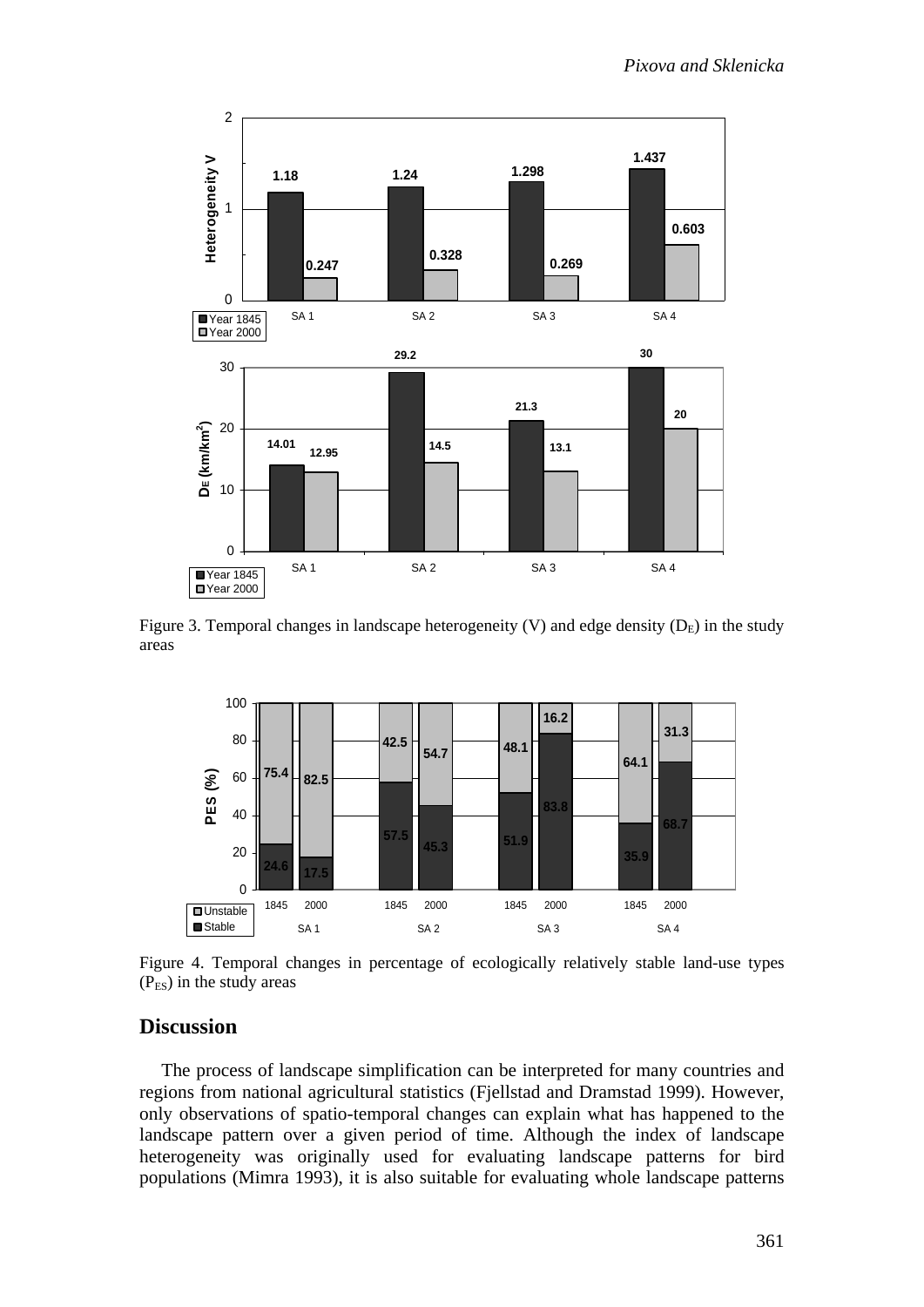Figure 3. Temporal changes in landscape heterogeneity (V) and edge density ($D_E$) in the study areas

Figure 4. Temporal changes in percentage of ecologically relatively stable land-use types ($P_{ES}$) in the study areas

## Discussion

The process of landscape simplification can be interpreted for many countries and regions from national agricultural statistics (Fjellstad and Dramstad 1999). However, only observations of spatio-temporal changes can explain what has happened to the landscape pattern over a given period of time. Although the index of landscape heterogeneity was originally used for evaluating landscape patterns for bird populations (Mimra 1993), it is also suitable for evaluating whole landscape patterns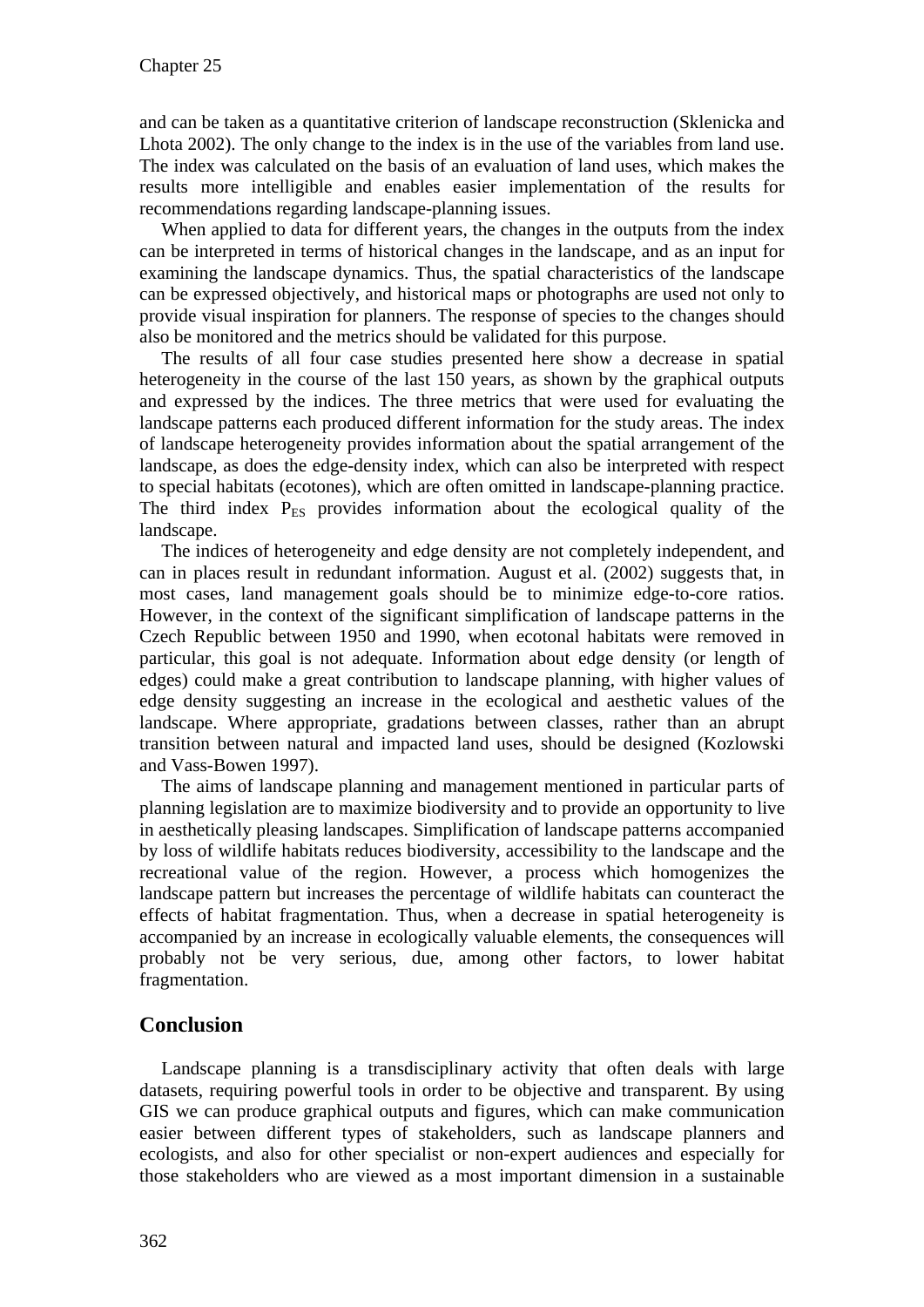and can be taken as a quantitative criterion of landscape reconstruction (Sklenicka and Lhota 2002). The only change to the index is in the use of the variables from land use. The index was calculated on the basis of an evaluation of land uses, which makes the results more intelligible and enables easier implementation of the results for recommendations regarding landscape-planning issues.

When applied to data for different years, the changes in the outputs from the index can be interpreted in terms of historical changes in the landscape, and as an input for examining the landscape dynamics. Thus, the spatial characteristics of the landscape can be expressed objectively, and historical maps or photographs are used not only to provide visual inspiration for planners. The response of species to the changes should also be monitored and the metrics should be validated for this purpose.

The results of all four case studies presented here show a decrease in spatial heterogeneity in the course of the last 150 years, as shown by the graphical outputs and expressed by the indices. The three metrics that were used for evaluating the landscape patterns each produced different information for the study areas. The index of landscape heterogeneity provides information about the spatial arrangement of the landscape, as does the edge-density index, which can also be interpreted with respect to special habitats (ecotones), which are often omitted in landscape-planning practice. The third index $P_{ES}$ provides information about the ecological quality of the landscape.

The indices of heterogeneity and edge density are not completely independent, and can in places result in redundant information. August et al. (2002) suggests that, in most cases, land management goals should be to minimize edge-to-core ratios. However, in the context of the significant simplification of landscape patterns in the Czech Republic between 1950 and 1990, when ecotonal habitats were removed in particular, this goal is not adequate. Information about edge density (or length of edges) could make a great contribution to landscape planning, with higher values of edge density suggesting an increase in the ecological and aesthetic values of the landscape. Where appropriate, gradations between classes, rather than an abrupt transition between natural and impacted land uses, should be designed (Kozlowski and Vass-Bowen 1997).

The aims of landscape planning and management mentioned in particular parts of planning legislation are to maximize biodiversity and to provide an opportunity to live in aesthetically pleasing landscapes. Simplification of landscape patterns accompanied by loss of wildlife habitats reduces biodiversity, accessibility to the landscape and the recreational value of the region. However, a process which homogenizes the landscape pattern but increases the percentage of wildlife habitats can counteract the effects of habitat fragmentation. Thus, when a decrease in spatial heterogeneity is accompanied by an increase in ecologically valuable elements, the consequences will probably not be very serious, due, among other factors, to lower habitat fragmentation.

## Conclusion

Landscape planning is a transdisciplinary activity that often deals with large datasets, requiring powerful tools in order to be objective and transparent. By using GIS we can produce graphical outputs and figures, which can make communication easier between different types of stakeholders, such as landscape planners and ecologists, and also for other specialist or non-expert audiences and especially for those stakeholders who are viewed as a most important dimension in a sustainable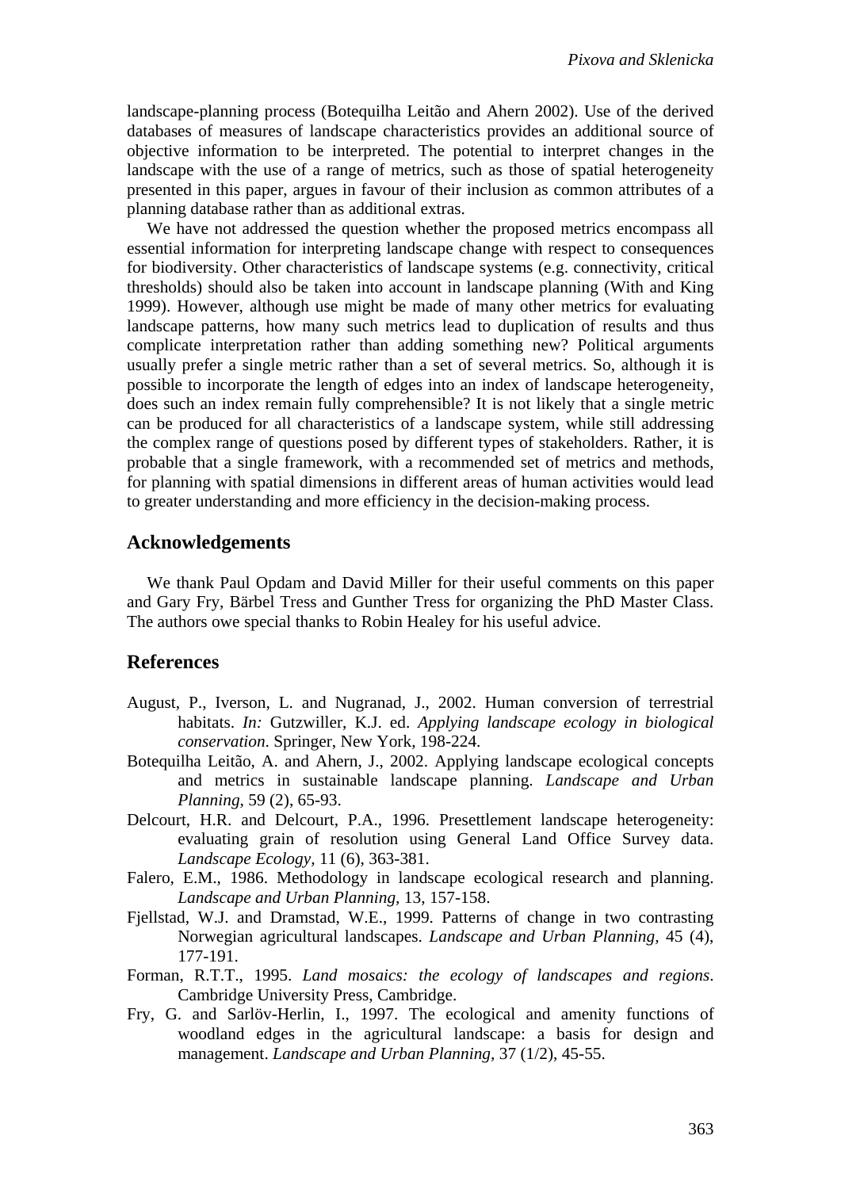landscape-planning process (Botequilha Leitão and Ahern 2002). Use of the derived databases of measures of landscape characteristics provides an additional source of objective information to be interpreted. The potential to interpret changes in the landscape with the use of a range of metrics, such as those of spatial heterogeneity presented in this paper, argues in favour of their inclusion as common attributes of a planning database rather than as additional extras.

We have not addressed the question whether the proposed metrics encompass all essential information for interpreting landscape change with respect to consequences for biodiversity. Other characteristics of landscape systems (e.g. connectivity, critical thresholds) should also be taken into account in landscape planning (With and King 1999). However, although use might be made of many other metrics for evaluating landscape patterns, how many such metrics lead to duplication of results and thus complicate interpretation rather than adding something new? Political arguments usually prefer a single metric rather than a set of several metrics. So, although it is possible to incorporate the length of edges into an index of landscape heterogeneity, does such an index remain fully comprehensible? It is not likely that a single metric can be produced for all characteristics of a landscape system, while still addressing the complex range of questions posed by different types of stakeholders. Rather, it is probable that a single framework, with a recommended set of metrics and methods, for planning with spatial dimensions in different areas of human activities would lead to greater understanding and more efficiency in the decision-making process.

## Acknowledgements

We thank Paul Opdam and David Miller for their useful comments on this paper and Gary Fry, Bärbel Tress and Gunther Tress for organizing the PhD Master Class. The authors owe special thanks to Robin Healey for his useful advice.

## References

August, P., Iverson, L. and Nugranad, J., 2002. Human conversion of terrestrial habitats. *In:* Gutzwiller, K.J. ed. *Applying landscape ecology in biological conservation.* Springer, New York, 198-224.

Botequilha Leitão, A. and Ahern, J., 2002. Applying landscape ecological concepts and metrics in sustainable landscape planning. *Landscape and Urban Planning*, 59 (2), 65-93.

Delcourt, H.R. and Delcourt, P.A., 1996. Presettlement landscape heterogeneity: evaluating grain of resolution using General Land Office Survey data. *Landscape Ecology*, 11 (6), 363-381.

Falero, E.M., 1986. Methodology in landscape ecological research and planning. *Landscape and Urban Planning*, 13, 157-158.

Fjellstad, W.J. and Dramstad, W.E., 1999. Patterns of change in two contrasting Norwegian agricultural landscapes. *Landscape and Urban Planning*, 45 (4), 177-191.

Forman, R.T.T., 1995. *Land mosaics: the ecology of landscapes and regions*. Cambridge University Press, Cambridge.

Fry, G. and Sarlöv-Herlin, I., 1997. The ecological and amenity functions of woodland edges in the agricultural landscape: a basis for design and management. *Landscape and Urban Planning*, 37 (1/2), 45-55.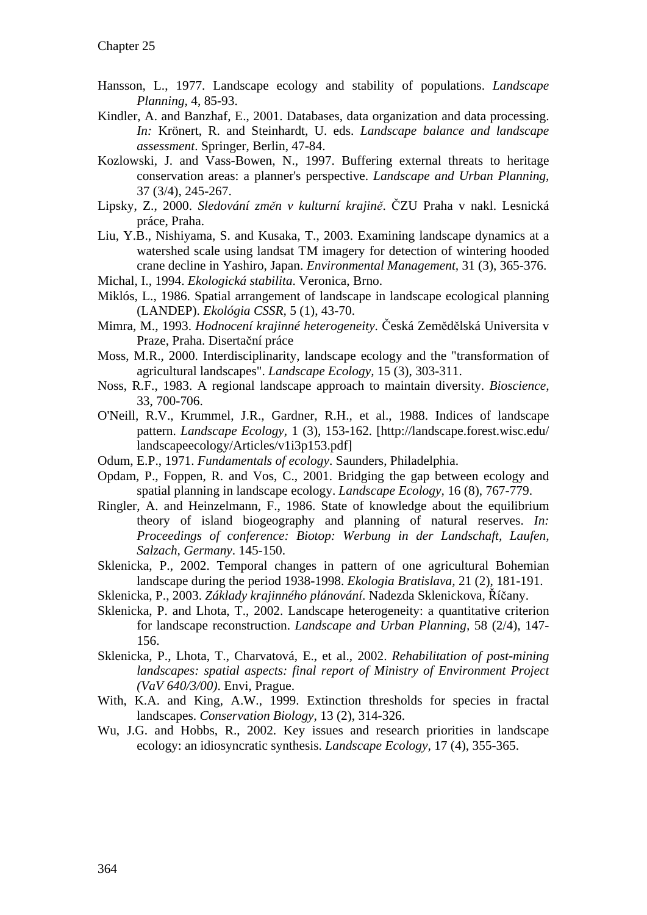Hansson, L., 1977. Landscape ecology and stability of populations. *Landscape Planning,* 4, 85-93.

Kindler, A. and Banzhaf, E., 2001. Databases, data organization and data processing. *In:* Krönert, R. and Steinhardt, U. eds. *Landscape balance and landscape assessment*. Springer, Berlin, 47-84.

Kozlowski, J. and Vass-Bowen, N., 1997. Buffering external threats to heritage conservation areas: a planner's perspective. *Landscape and Urban Planning,* 37 (3/4), 245-267.

Lipsky, Z., 2000. *Sledování změn v kulturní krajině*. ČZU Praha v nakl. Lesnická práce, Praha.

Liu, Y.B., Nishiyama, S. and Kusaka, T., 2003. Examining landscape dynamics at a watershed scale using landsat TM imagery for detection of wintering hooded crane decline in Yashiro, Japan. *Environmental Management,* 31 (3), 365-376.

Michal, I., 1994. *Ekologická stabilita*. Veronica, Brno.

Miklós, L., 1986. Spatial arrangement of landscape in landscape ecological planning (LANDEP). *Ekológia CSSR,* 5 (1), 43-70.

Mimra, M., 1993. *Hodnocení krajinné heterogeneity*. Česká Zemědělská Universita v Praze, Praha. Disertační práce

Moss, M.R., 2000. Interdisciplinarity, landscape ecology and the "transformation of agricultural landscapes". *Landscape Ecology,* 15 (3), 303-311.

Noss, R.F., 1983. A regional landscape approach to maintain diversity. *Bioscience,* 33, 700-706.

O'Neill, R.V., Krummel, J.R., Gardner, R.H., et al., 1988. Indices of landscape pattern. *Landscape Ecology,* 1 (3), 153-162. [http://landscape.forest.wisc.edu/landscapeecology/Articles/v1i3p153.pdf]

Odum, E.P., 1971. *Fundamentals of ecology*. Saunders, Philadelphia.

Opdam, P., Foppen, R. and Vos, C., 2001. Bridging the gap between ecology and spatial planning in landscape ecology. *Landscape Ecology,* 16 (8), 767-779.

Ringler, A. and Heinzelmann, F., 1986. State of knowledge about the equilibrium theory of island biogeography and planning of natural reserves. *In: Proceedings of conference: Biotop: Werbung in der Landschaft, Laufen, Salzach, Germany*. 145-150.

Sklenicka, P., 2002. Temporal changes in pattern of one agricultural Bohemian landscape during the period 1938-1998. *Ekologia Bratislava,* 21 (2), 181-191.

Sklenicka, P., 2003. *Základy krajinného plánování*. Nadezda Sklenickova, Říčany.

Sklenicka, P. and Lhota, T., 2002. Landscape heterogeneity: a quantitative criterion for landscape reconstruction. *Landscape and Urban Planning,* 58 (2/4), 147-156.

Sklenicka, P., Lhota, T., Charvatová, E., et al., 2002. *Rehabilitation of post-mining landscapes: spatial aspects: final report of Ministry of Environment Project (VaV 640/3/00)*. Envi, Prague.

With, K.A. and King, A.W., 1999. Extinction thresholds for species in fractal landscapes. *Conservation Biology,* 13 (2), 314-326.

Wu, J.G. and Hobbs, R., 2002. Key issues and research priorities in landscape ecology: an idiosyncratic synthesis. *Landscape Ecology,* 17 (4), 355-365.